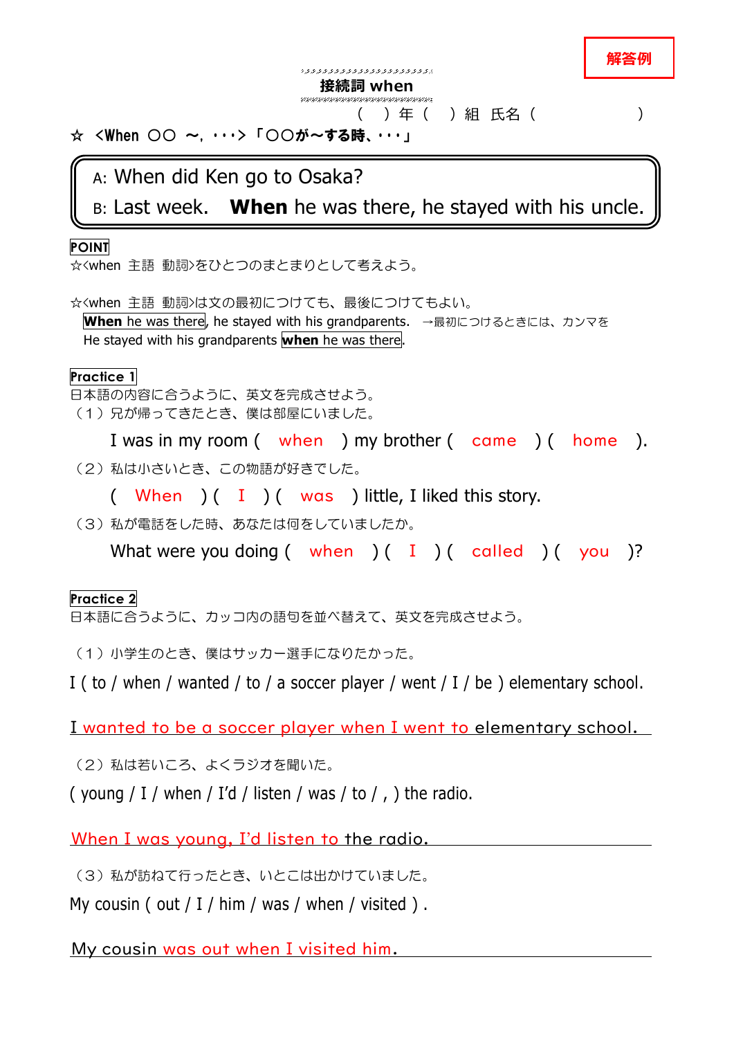解答例

# 接続詞 when

（　　）年（　　）組　氏名（　　　　　　　　　　）

☆ <When ○○ ～, ･･･>「○○が～する時、･･･」

A: When did Ken go to Osaka?
B: Last week. **When** he was there, he stayed with his uncle.

**POINT**

☆<when 主語 動詞>をひとつのまとまりとして考えよう。

☆<when 主語 動詞>は文の最初につけても、最後につけてもよい。

**When** he was there, he stayed with his grandparents. →最初につけるときには、カンマを
He stayed with his grandparents **when** he was there.

**Practice 1**

日本語の内容に合うように、英文を完成させよう。

（１）兄が帰ってきたとき、僕は部屋にいました。

I was in my room ( when ) my brother ( came ) ( home ).

（２）私は小さいとき、この物語が好きでした。

( When ) ( I ) ( was ) little, I liked this story.

（３）私が電話をした時、あなたは何をしていましたか。

What were you doing ( when ) ( I ) ( called ) ( you )?

**Practice 2**

日本語に合うように、カッコ内の語句を並べ替えて、英文を完成させよう。

（１）小学生のとき、僕はサッカー選手になりたかった。

I ( to / when / wanted / to / a soccer player / went / I / be ) elementary school.

I wanted to be a soccer player when I went to elementary school.

（２）私は若いころ、よくラジオを聞いた。

( young / I / when / I'd / listen / was / to / , ) the radio.

When I was young, I'd listen to the radio.

（３）私が訪ねて行ったとき、いとこは出かけていました。

My cousin ( out / I / him / was / when / visited ) .

My cousin was out when I visited him.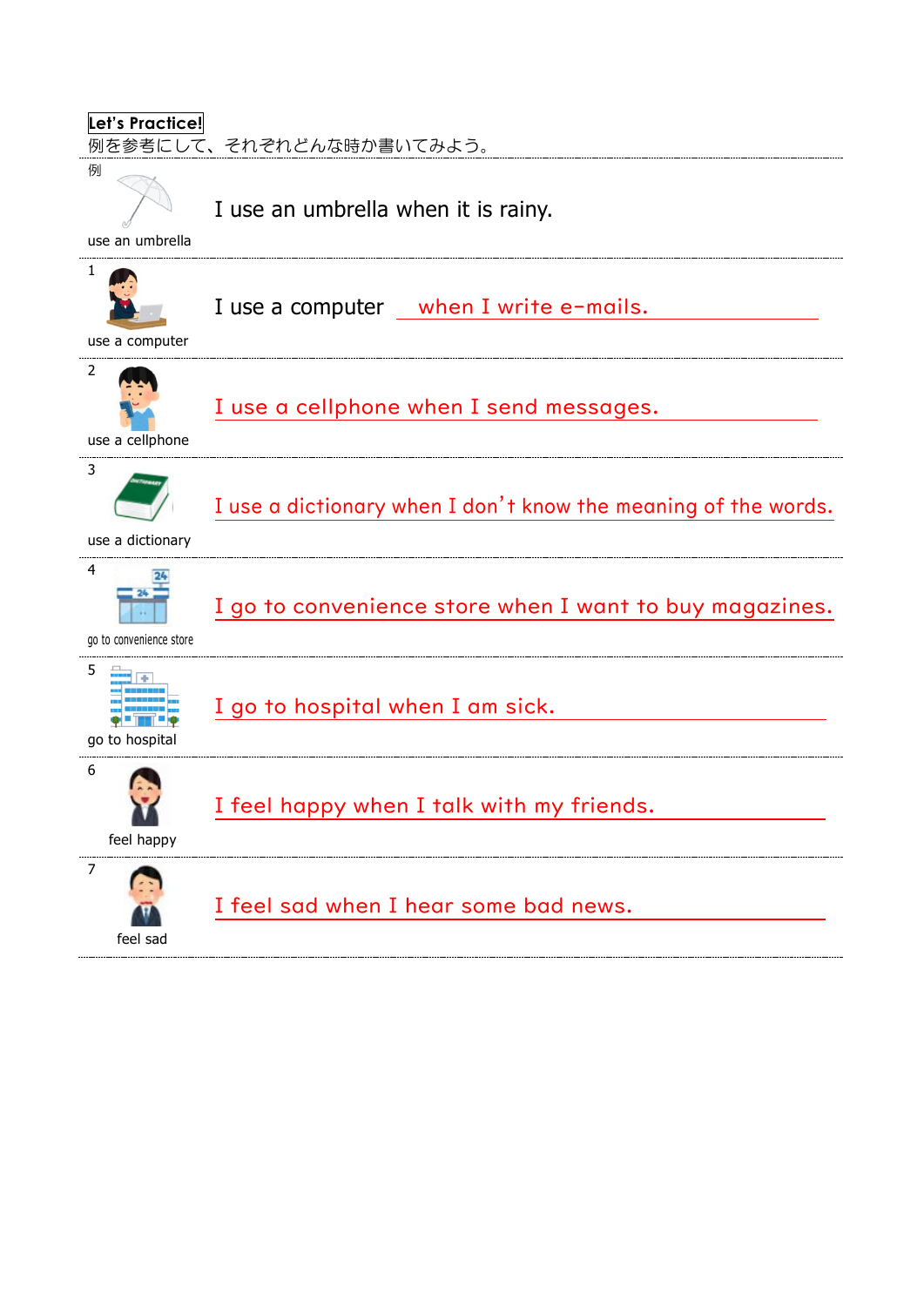**Let's Practice!**

例を参考にして、それぞれどんな時か書いてみよう。

例

use an umbrella

I use an umbrella when it is rainy.

1

use a computer

I use a computer when I write e-mails.

2

use a cellphone

I use a cellphone when I send messages.

3

use a dictionary

I use a dictionary when I don't know the meaning of the words.

4

go to convenience store

I go to convenience store when I want to buy magazines.

5

go to hospital

I go to hospital when I am sick.

6

feel happy

I feel happy when I talk with my friends.

7

feel sad

I feel sad when I hear some bad news.